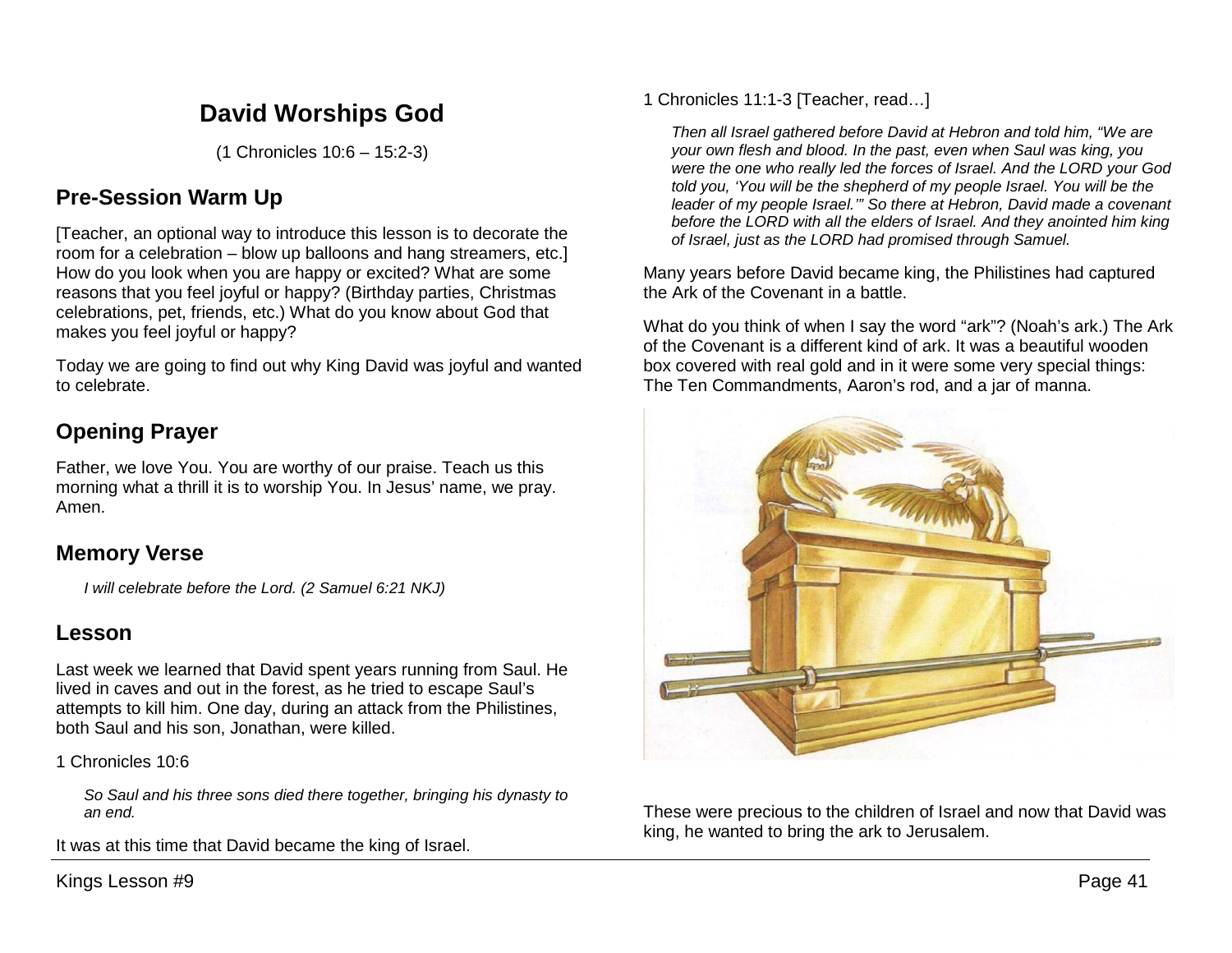# David Worships God

(1 Chronicles 10:6 – 15:2-3)

## Pre-Session Warm Up

[Teacher, an optional way to introduce this lesson is to decorate the room for a celebration – blow up balloons and hang streamers, etc.] How do you look when you are happy or excited? What are some reasons that you feel joyful or happy? (Birthday parties, Christmas celebrations, pet, friends, etc.) What do you know about God that makes you feel joyful or happy?

Today we are going to find out why King David was joyful and wanted to celebrate.

## Opening Prayer

Father, we love You. You are worthy of our praise. Teach us this morning what a thrill it is to worship You. In Jesus' name, we pray. Amen.

## Memory Verse

> *I will celebrate before the Lord. (2 Samuel 6:21 NKJ)*

## Lesson

Last week we learned that David spent years running from Saul. He lived in caves and out in the forest, as he tried to escape Saul's attempts to kill him. One day, during an attack from the Philistines, both Saul and his son, Jonathan, were killed.

1 Chronicles 10:6

> *So Saul and his three sons died there together, bringing his dynasty to an end.*

It was at this time that David became the king of Israel.

1 Chronicles 11:1-3 [Teacher, read…]

> *Then all Israel gathered before David at Hebron and told him, "We are your own flesh and blood. In the past, even when Saul was king, you were the one who really led the forces of Israel. And the LORD your God told you, 'You will be the shepherd of my people Israel. You will be the leader of my people Israel.'" So there at Hebron, David made a covenant before the LORD with all the elders of Israel. And they anointed him king of Israel, just as the LORD had promised through Samuel.*

Many years before David became king, the Philistines had captured the Ark of the Covenant in a battle.

What do you think of when I say the word "ark"? (Noah's ark.) The Ark of the Covenant is a different kind of ark. It was a beautiful wooden box covered with real gold and in it were some very special things: The Ten Commandments, Aaron's rod, and a jar of manna.

These were precious to the children of Israel and now that David was king, he wanted to bring the ark to Jerusalem.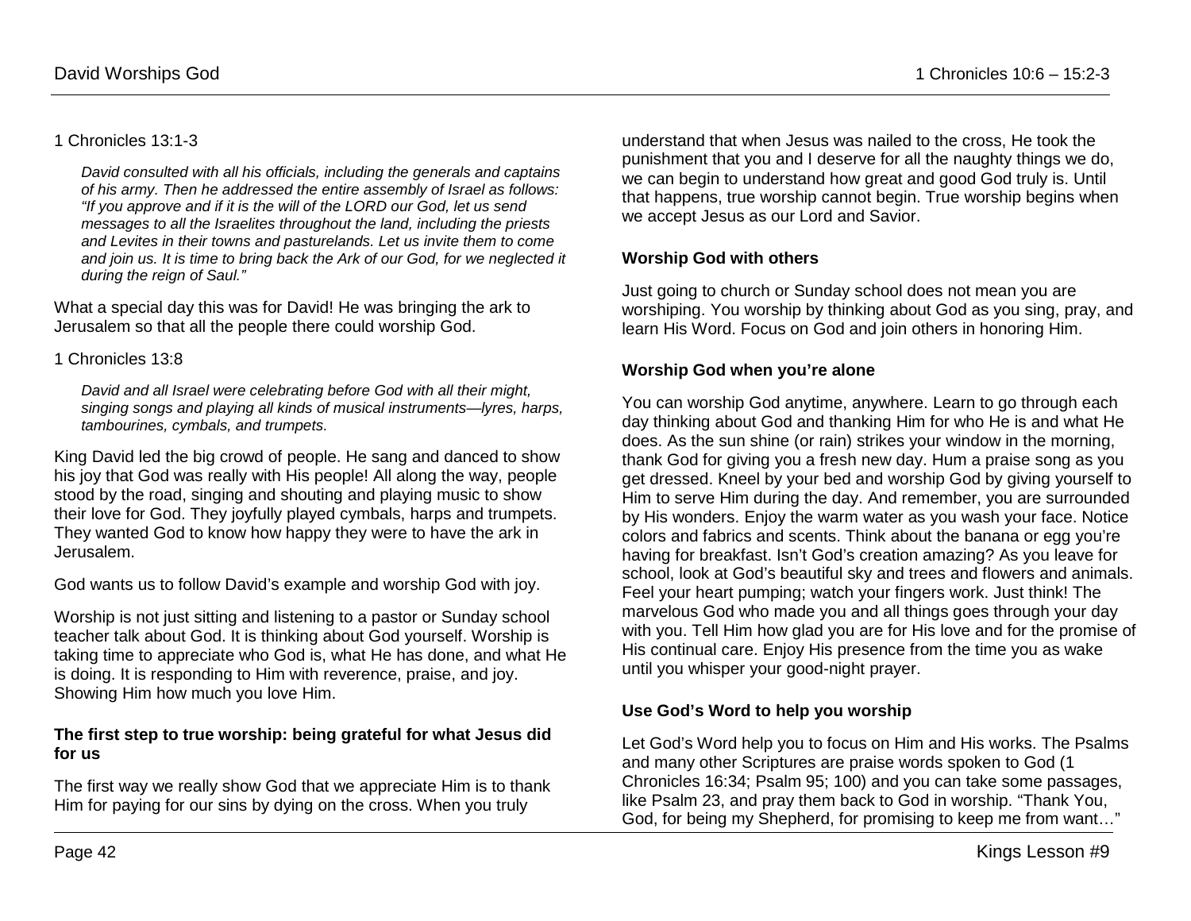1 Chronicles 13:1-3

> *David consulted with all his officials, including the generals and captains of his army. Then he addressed the entire assembly of Israel as follows: "If you approve and if it is the will of the LORD our God, let us send messages to all the Israelites throughout the land, including the priests and Levites in their towns and pasturelands. Let us invite them to come and join us. It is time to bring back the Ark of our God, for we neglected it during the reign of Saul."*

What a special day this was for David! He was bringing the ark to Jerusalem so that all the people there could worship God.

1 Chronicles 13:8

> *David and all Israel were celebrating before God with all their might, singing songs and playing all kinds of musical instruments—lyres, harps, tambourines, cymbals, and trumpets.*

King David led the big crowd of people. He sang and danced to show his joy that God was really with His people! All along the way, people stood by the road, singing and shouting and playing music to show their love for God. They joyfully played cymbals, harps and trumpets. They wanted God to know how happy they were to have the ark in Jerusalem.

God wants us to follow David's example and worship God with joy.

Worship is not just sitting and listening to a pastor or Sunday school teacher talk about God. It is thinking about God yourself. Worship is taking time to appreciate who God is, what He has done, and what He is doing. It is responding to Him with reverence, praise, and joy. Showing Him how much you love Him.

**The first step to true worship: being grateful for what Jesus did for us**

The first way we really show God that we appreciate Him is to thank Him for paying for our sins by dying on the cross. When you truly understand that when Jesus was nailed to the cross, He took the punishment that you and I deserve for all the naughty things we do, we can begin to understand how great and good God truly is. Until that happens, true worship cannot begin. True worship begins when we accept Jesus as our Lord and Savior.

**Worship God with others**

Just going to church or Sunday school does not mean you are worshiping. You worship by thinking about God as you sing, pray, and learn His Word. Focus on God and join others in honoring Him.

**Worship God when you're alone**

You can worship God anytime, anywhere. Learn to go through each day thinking about God and thanking Him for who He is and what He does. As the sun shine (or rain) strikes your window in the morning, thank God for giving you a fresh new day. Hum a praise song as you get dressed. Kneel by your bed and worship God by giving yourself to Him to serve Him during the day. And remember, you are surrounded by His wonders. Enjoy the warm water as you wash your face. Notice colors and fabrics and scents. Think about the banana or egg you're having for breakfast. Isn't God's creation amazing? As you leave for school, look at God's beautiful sky and trees and flowers and animals. Feel your heart pumping; watch your fingers work. Just think! The marvelous God who made you and all things goes through your day with you. Tell Him how glad you are for His love and for the promise of His continual care. Enjoy His presence from the time you as wake until you whisper your good-night prayer.

**Use God's Word to help you worship**

Let God's Word help you to focus on Him and His works. The Psalms and many other Scriptures are praise words spoken to God (1 Chronicles 16:34; Psalm 95; 100) and you can take some passages, like Psalm 23, and pray them back to God in worship. "Thank You, God, for being my Shepherd, for promising to keep me from want…"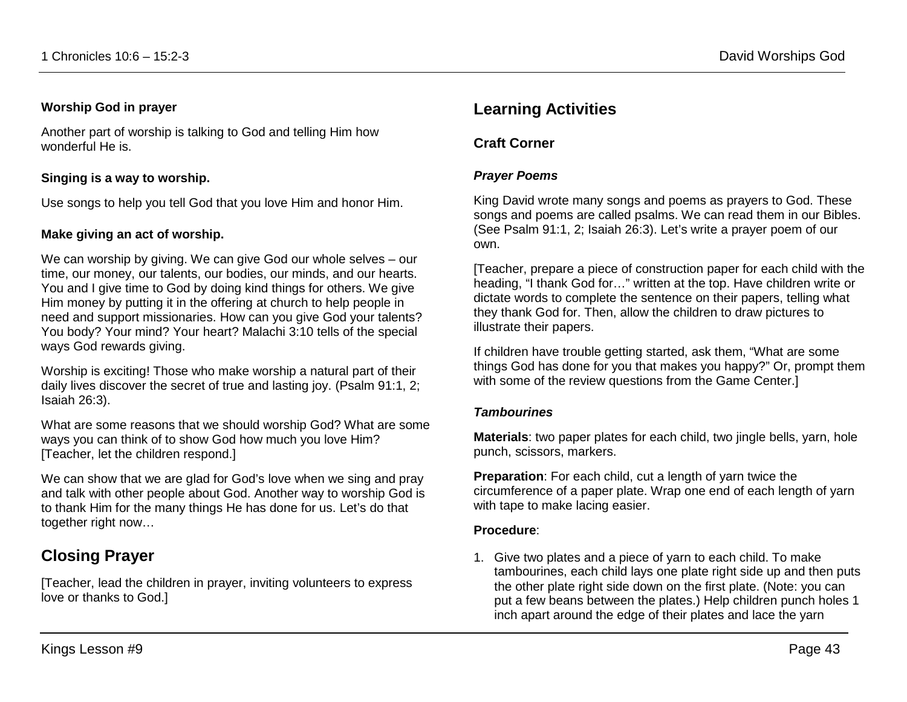**Worship God in prayer**

Another part of worship is talking to God and telling Him how wonderful He is.

**Singing is a way to worship.**

Use songs to help you tell God that you love Him and honor Him.

**Make giving an act of worship.**

We can worship by giving. We can give God our whole selves – our time, our money, our talents, our bodies, our minds, and our hearts. You and I give time to God by doing kind things for others. We give Him money by putting it in the offering at church to help people in need and support missionaries. How can you give God your talents? You body? Your mind? Your heart? Malachi 3:10 tells of the special ways God rewards giving.

Worship is exciting! Those who make worship a natural part of their daily lives discover the secret of true and lasting joy. (Psalm 91:1, 2; Isaiah 26:3).

What are some reasons that we should worship God? What are some ways you can think of to show God how much you love Him? [Teacher, let the children respond.]

We can show that we are glad for God's love when we sing and pray and talk with other people about God. Another way to worship God is to thank Him for the many things He has done for us. Let's do that together right now…

## Closing Prayer

[Teacher, lead the children in prayer, inviting volunteers to express love or thanks to God.]

## Learning Activities

### Craft Corner

#### *Prayer Poems*

King David wrote many songs and poems as prayers to God. These songs and poems are called psalms. We can read them in our Bibles. (See Psalm 91:1, 2; Isaiah 26:3). Let's write a prayer poem of our own.

[Teacher, prepare a piece of construction paper for each child with the heading, "I thank God for…" written at the top. Have children write or dictate words to complete the sentence on their papers, telling what they thank God for. Then, allow the children to draw pictures to illustrate their papers.

If children have trouble getting started, ask them, "What are some things God has done for you that makes you happy?" Or, prompt them with some of the review questions from the Game Center.]

#### *Tambourines*

**Materials**: two paper plates for each child, two jingle bells, yarn, hole punch, scissors, markers.

**Preparation**: For each child, cut a length of yarn twice the circumference of a paper plate. Wrap one end of each length of yarn with tape to make lacing easier.

**Procedure**:

1. Give two plates and a piece of yarn to each child. To make tambourines, each child lays one plate right side up and then puts the other plate right side down on the first plate. (Note: you can put a few beans between the plates.) Help children punch holes 1 inch apart around the edge of their plates and lace the yarn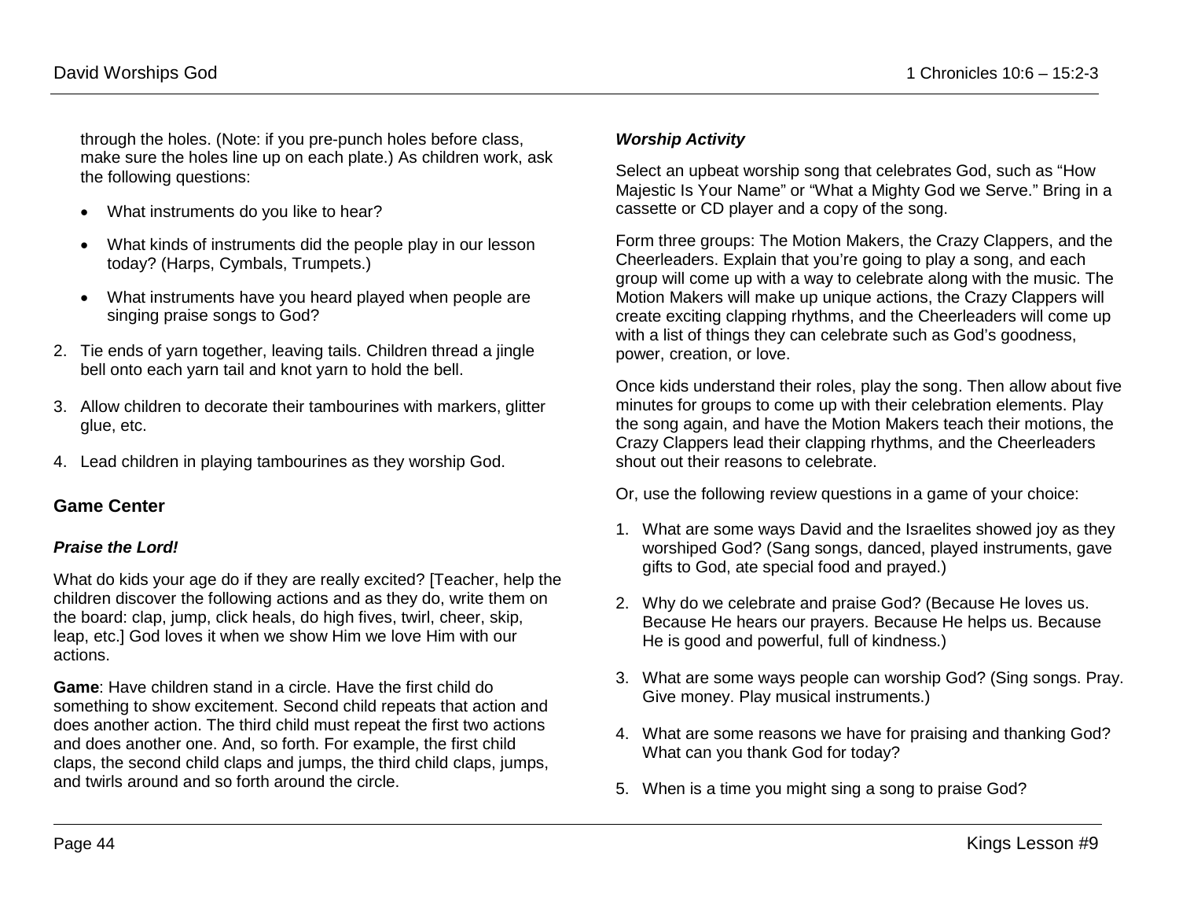through the holes. (Note: if you pre-punch holes before class, make sure the holes line up on each plate.) As children work, ask the following questions:

- What instruments do you like to hear?
- What kinds of instruments did the people play in our lesson today? (Harps, Cymbals, Trumpets.)
- What instruments have you heard played when people are singing praise songs to God?

2. Tie ends of yarn together, leaving tails. Children thread a jingle bell onto each yarn tail and knot yarn to hold the bell.
3. Allow children to decorate their tambourines with markers, glitter glue, etc.
4. Lead children in playing tambourines as they worship God.

## Game Center

### *Praise the Lord!*

What do kids your age do if they are really excited? [Teacher, help the children discover the following actions and as they do, write them on the board: clap, jump, click heals, do high fives, twirl, cheer, skip, leap, etc.] God loves it when we show Him we love Him with our actions.

**Game**: Have children stand in a circle. Have the first child do something to show excitement. Second child repeats that action and does another action. The third child must repeat the first two actions and does another one. And, so forth. For example, the first child claps, the second child claps and jumps, the third child claps, jumps, and twirls around and so forth around the circle.

### *Worship Activity*

Select an upbeat worship song that celebrates God, such as "How Majestic Is Your Name" or "What a Mighty God we Serve." Bring in a cassette or CD player and a copy of the song.

Form three groups: The Motion Makers, the Crazy Clappers, and the Cheerleaders. Explain that you're going to play a song, and each group will come up with a way to celebrate along with the music. The Motion Makers will make up unique actions, the Crazy Clappers will create exciting clapping rhythms, and the Cheerleaders will come up with a list of things they can celebrate such as God's goodness, power, creation, or love.

Once kids understand their roles, play the song. Then allow about five minutes for groups to come up with their celebration elements. Play the song again, and have the Motion Makers teach their motions, the Crazy Clappers lead their clapping rhythms, and the Cheerleaders shout out their reasons to celebrate.

Or, use the following review questions in a game of your choice:

1. What are some ways David and the Israelites showed joy as they worshiped God? (Sang songs, danced, played instruments, gave gifts to God, ate special food and prayed.)
2. Why do we celebrate and praise God? (Because He loves us. Because He hears our prayers. Because He helps us. Because He is good and powerful, full of kindness.)
3. What are some ways people can worship God? (Sing songs. Pray. Give money. Play musical instruments.)
4. What are some reasons we have for praising and thanking God? What can you thank God for today?
5. When is a time you might sing a song to praise God?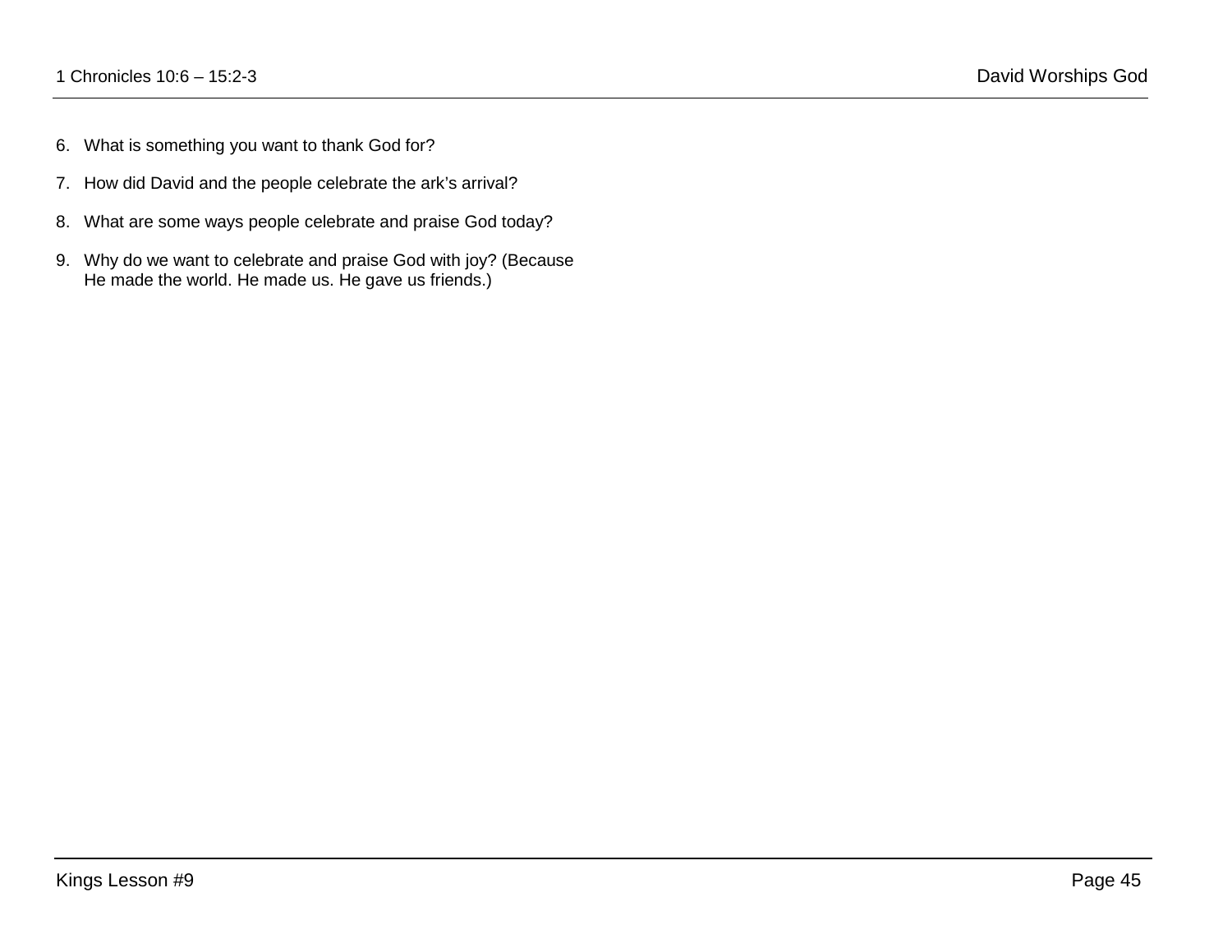6. What is something you want to thank God for?

7. How did David and the people celebrate the ark's arrival?

8. What are some ways people celebrate and praise God today?

9. Why do we want to celebrate and praise God with joy? (Because He made the world. He made us. He gave us friends.)